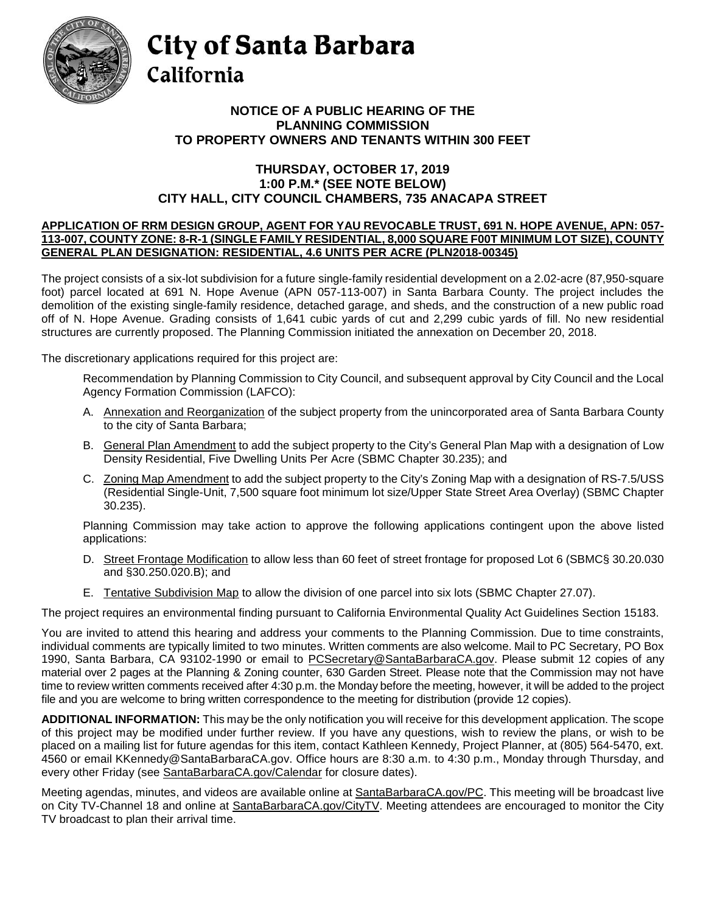# City of Santa Barbara
## California

**NOTICE OF A PUBLIC HEARING OF THE PLANNING COMMISSION TO PROPERTY OWNERS AND TENANTS WITHIN 300 FEET**

**THURSDAY, OCTOBER 17, 2019**
**1:00 P.M.* (SEE NOTE BELOW)**
**CITY HALL, CITY COUNCIL CHAMBERS, 735 ANACAPA STREET**

**APPLICATION OF RRM DESIGN GROUP, AGENT FOR YAU REVOCABLE TRUST, 691 N. HOPE AVENUE, APN: 057-113-007, COUNTY ZONE: 8-R-1 (SINGLE FAMILY RESIDENTIAL, 8,000 SQUARE F00T MINIMUM LOT SIZE), COUNTY GENERAL PLAN DESIGNATION: RESIDENTIAL, 4.6 UNITS PER ACRE (PLN2018-00345)**

The project consists of a six-lot subdivision for a future single-family residential development on a 2.02-acre (87,950-square foot) parcel located at 691 N. Hope Avenue (APN 057-113-007) in Santa Barbara County. The project includes the demolition of the existing single-family residence, detached garage, and sheds, and the construction of a new public road off of N. Hope Avenue. Grading consists of 1,641 cubic yards of cut and 2,299 cubic yards of fill. No new residential structures are currently proposed. The Planning Commission initiated the annexation on December 20, 2018.

The discretionary applications required for this project are:

Recommendation by Planning Commission to City Council, and subsequent approval by City Council and the Local Agency Formation Commission (LAFCO):

A. Annexation and Reorganization of the subject property from the unincorporated area of Santa Barbara County to the city of Santa Barbara;

B. General Plan Amendment to add the subject property to the City's General Plan Map with a designation of Low Density Residential, Five Dwelling Units Per Acre (SBMC Chapter 30.235); and

C. Zoning Map Amendment to add the subject property to the City's Zoning Map with a designation of RS-7.5/USS (Residential Single-Unit, 7,500 square foot minimum lot size/Upper State Street Area Overlay) (SBMC Chapter 30.235).

Planning Commission may take action to approve the following applications contingent upon the above listed applications:

D. Street Frontage Modification to allow less than 60 feet of street frontage for proposed Lot 6 (SBMC§ 30.20.030 and §30.250.020.B); and

E. Tentative Subdivision Map to allow the division of one parcel into six lots (SBMC Chapter 27.07).

The project requires an environmental finding pursuant to California Environmental Quality Act Guidelines Section 15183.

You are invited to attend this hearing and address your comments to the Planning Commission. Due to time constraints, individual comments are typically limited to two minutes. Written comments are also welcome. Mail to PC Secretary, PO Box 1990, Santa Barbara, CA 93102-1990 or email to PCSecretary@SantaBarbaraCA.gov. Please submit 12 copies of any material over 2 pages at the Planning & Zoning counter, 630 Garden Street. Please note that the Commission may not have time to review written comments received after 4:30 p.m. the Monday before the meeting, however, it will be added to the project file and you are welcome to bring written correspondence to the meeting for distribution (provide 12 copies).

**ADDITIONAL INFORMATION:** This may be the only notification you will receive for this development application. The scope of this project may be modified under further review. If you have any questions, wish to review the plans, or wish to be placed on a mailing list for future agendas for this item, contact Kathleen Kennedy, Project Planner, at (805) 564-5470, ext. 4560 or email KKennedy@SantaBarbaraCA.gov. Office hours are 8:30 a.m. to 4:30 p.m., Monday through Thursday, and every other Friday (see SantaBarbaraCA.gov/Calendar for closure dates).

Meeting agendas, minutes, and videos are available online at SantaBarbaraCA.gov/PC. This meeting will be broadcast live on City TV-Channel 18 and online at SantaBarbaraCA.gov/CityTV. Meeting attendees are encouraged to monitor the City TV broadcast to plan their arrival time.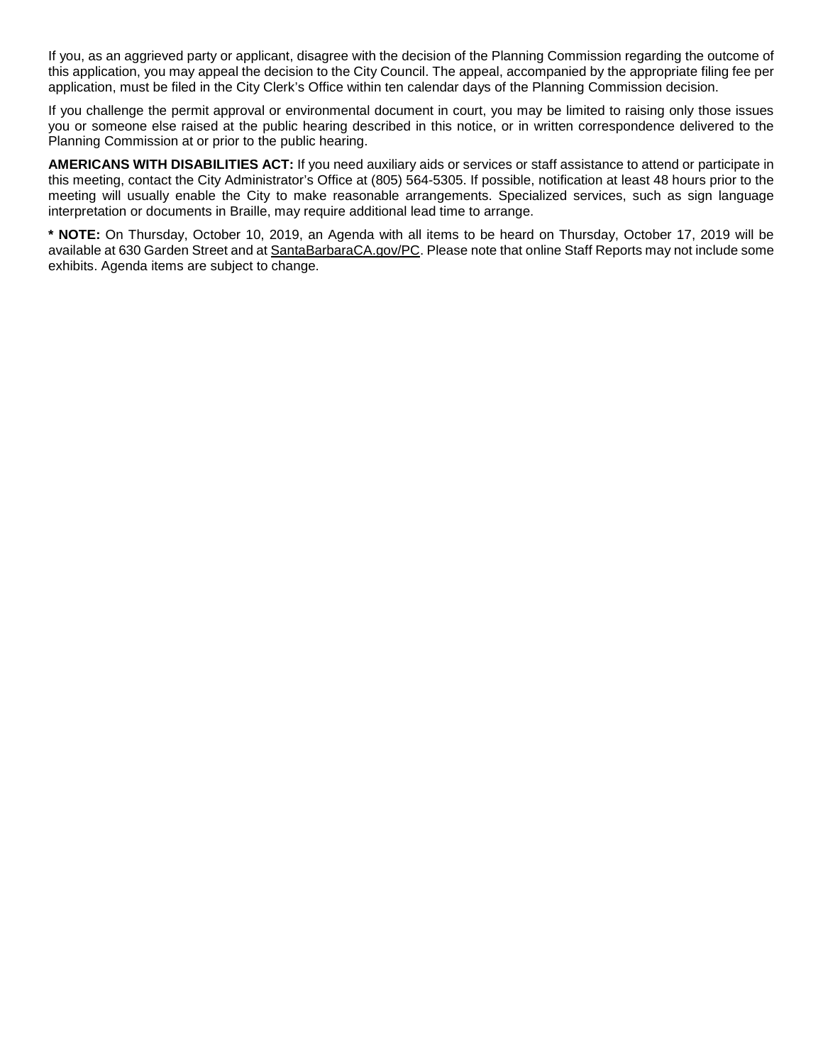If you, as an aggrieved party or applicant, disagree with the decision of the Planning Commission regarding the outcome of this application, you may appeal the decision to the City Council. The appeal, accompanied by the appropriate filing fee per application, must be filed in the City Clerk's Office within ten calendar days of the Planning Commission decision.

If you challenge the permit approval or environmental document in court, you may be limited to raising only those issues you or someone else raised at the public hearing described in this notice, or in written correspondence delivered to the Planning Commission at or prior to the public hearing.

**AMERICANS WITH DISABILITIES ACT:** If you need auxiliary aids or services or staff assistance to attend or participate in this meeting, contact the City Administrator's Office at (805) 564-5305. If possible, notification at least 48 hours prior to the meeting will usually enable the City to make reasonable arrangements. Specialized services, such as sign language interpretation or documents in Braille, may require additional lead time to arrange.

**\* NOTE:** On Thursday, October 10, 2019, an Agenda with all items to be heard on Thursday, October 17, 2019 will be available at 630 Garden Street and at SantaBarbaraCA.gov/PC. Please note that online Staff Reports may not include some exhibits. Agenda items are subject to change.